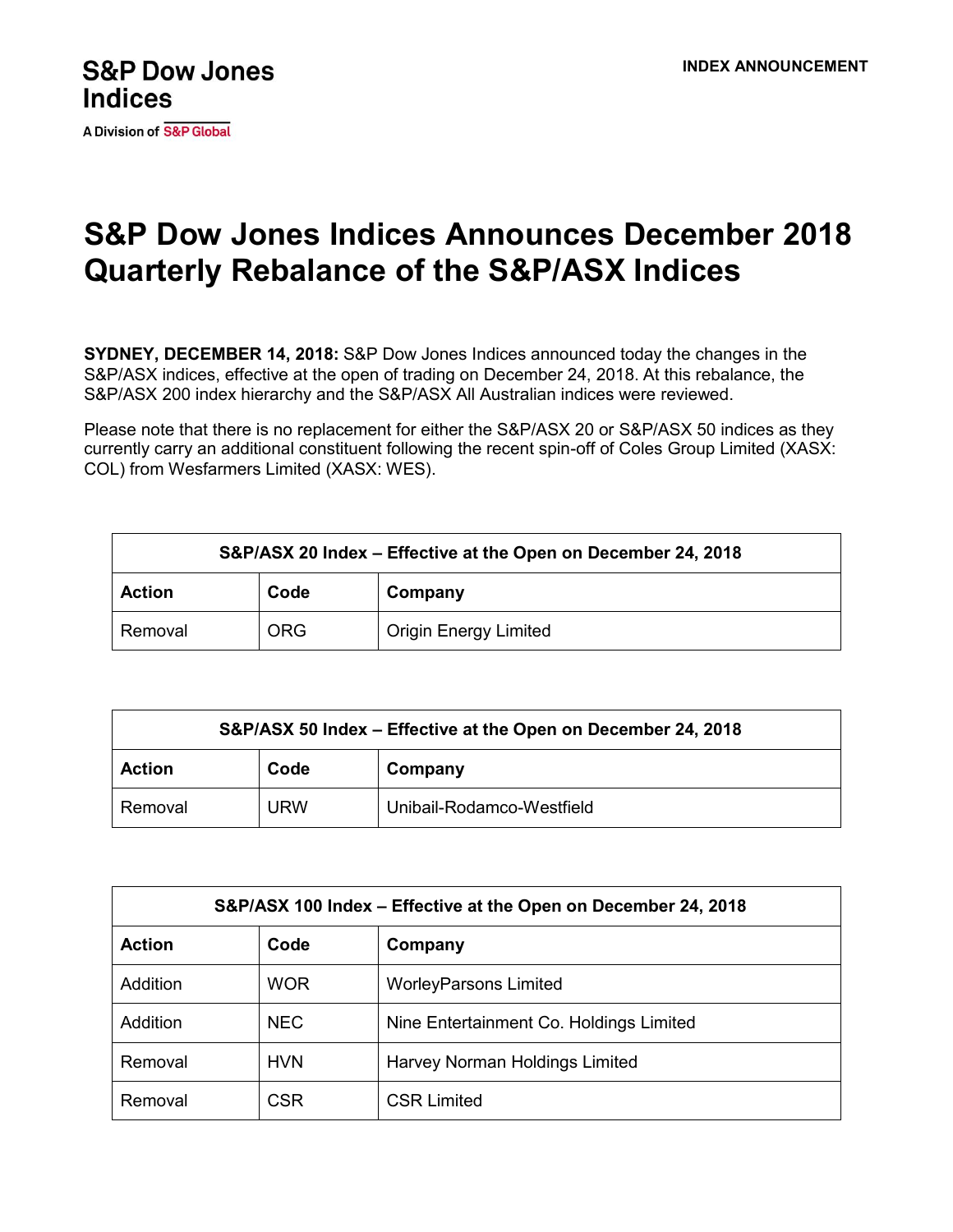S&P Dow Jones Indices

A Division of S&P Global

INDEX ANNOUNCEMENT

# S&P Dow Jones Indices Announces December 2018 Quarterly Rebalance of the S&P/ASX Indices

**SYDNEY, DECEMBER 14, 2018:** S&P Dow Jones Indices announced today the changes in the S&P/ASX indices, effective at the open of trading on December 24, 2018. At this rebalance, the S&P/ASX 200 index hierarchy and the S&P/ASX All Australian indices were reviewed.

Please note that there is no replacement for either the S&P/ASX 20 or S&P/ASX 50 indices as they currently carry an additional constituent following the recent spin-off of Coles Group Limited (XASX: COL) from Wesfarmers Limited (XASX: WES).

| S&P/ASX 20 Index – Effective at the Open on December 24, 2018 | | |
|---|---|---|
| **Action** | **Code** | **Company** |
| Removal | ORG | Origin Energy Limited |

| S&P/ASX 50 Index – Effective at the Open on December 24, 2018 | | |
|---|---|---|
| **Action** | **Code** | **Company** |
| Removal | URW | Unibail-Rodamco-Westfield |

| S&P/ASX 100 Index – Effective at the Open on December 24, 2018 | | |
|---|---|---|
| **Action** | **Code** | **Company** |
| Addition | WOR | WorleyParsons Limited |
| Addition | NEC | Nine Entertainment Co. Holdings Limited |
| Removal | HVN | Harvey Norman Holdings Limited |
| Removal | CSR | CSR Limited |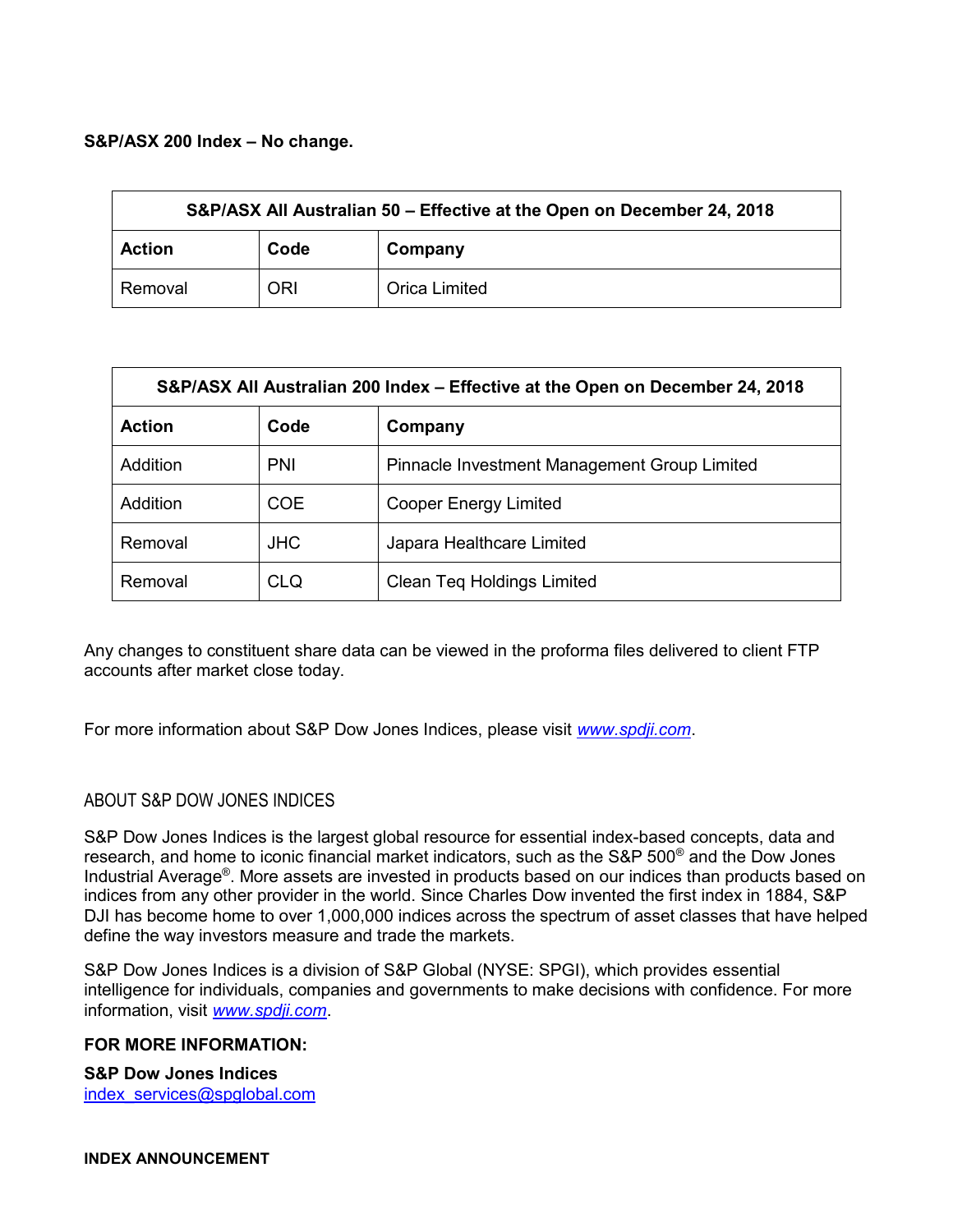**S&P/ASX 200 Index – No change.**

| S&P/ASX All Australian 50 – Effective at the Open on December 24, 2018 | | |
|---|---|---|
| **Action** | **Code** | **Company** |
| Removal | ORI | Orica Limited |

| S&P/ASX All Australian 200 Index – Effective at the Open on December 24, 2018 | | |
|---|---|---|
| **Action** | **Code** | **Company** |
| Addition | PNI | Pinnacle Investment Management Group Limited |
| Addition | COE | Cooper Energy Limited |
| Removal | JHC | Japara Healthcare Limited |
| Removal | CLQ | Clean Teq Holdings Limited |

Any changes to constituent share data can be viewed in the proforma files delivered to client FTP accounts after market close today.

For more information about S&P Dow Jones Indices, please visit *www.spdji.com*.

## ABOUT S&P DOW JONES INDICES

S&P Dow Jones Indices is the largest global resource for essential index-based concepts, data and research, and home to iconic financial market indicators, such as the S&P 500® and the Dow Jones Industrial Average®. More assets are invested in products based on our indices than products based on indices from any other provider in the world. Since Charles Dow invented the first index in 1884, S&P DJI has become home to over 1,000,000 indices across the spectrum of asset classes that have helped define the way investors measure and trade the markets.

S&P Dow Jones Indices is a division of S&P Global (NYSE: SPGI), which provides essential intelligence for individuals, companies and governments to make decisions with confidence. For more information, visit *www.spdji.com*.

**FOR MORE INFORMATION:**

**S&P Dow Jones Indices**
index_services@spglobal.com